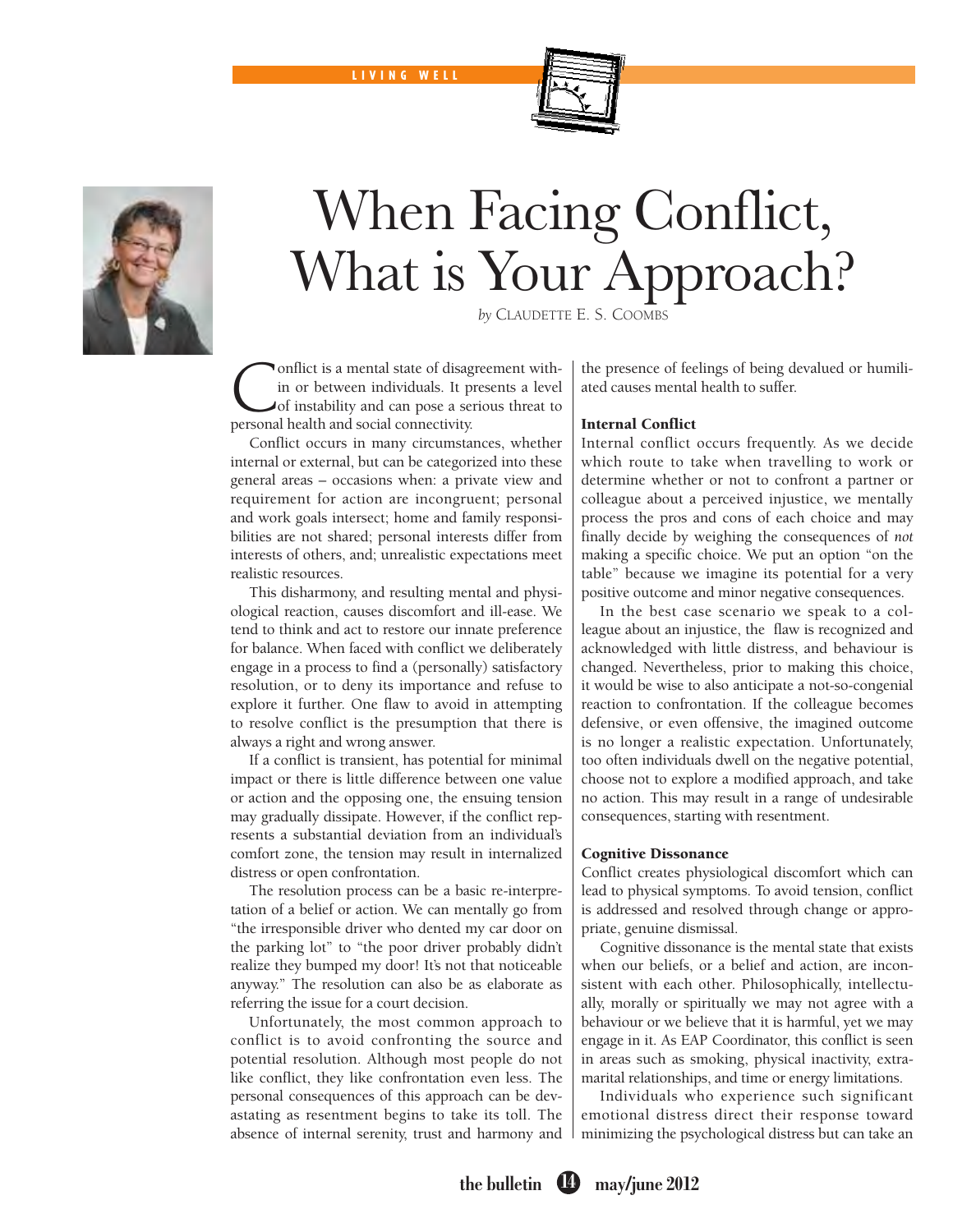# When Facing Conflict, What is Your Approach?

*by* CLAUDETTE E. S. COOMBS

Conflict is a mental state of disagreement within or between individuals. It presents a level of instability and can pose a serious threat to personal health and social connectivity.

Conflict occurs in many circumstances, whether internal or external, but can be categorized into these general areas – occasions when: a private view and requirement for action are incongruent; personal and work goals intersect; home and family responsibilities are not shared; personal interests differ from interests of others, and; unrealistic expectations meet realistic resources.

This disharmony, and resulting mental and physiological reaction, causes discomfort and ill-ease. We tend to think and act to restore our innate preference for balance. When faced with conflict we deliberately engage in a process to find a (personally) satisfactory resolution, or to deny its importance and refuse to explore it further. One flaw to avoid in attempting to resolve conflict is the presumption that there is always a right and wrong answer.

If a conflict is transient, has potential for minimal impact or there is little difference between one value or action and the opposing one, the ensuing tension may gradually dissipate. However, if the conflict represents a substantial deviation from an individual's comfort zone, the tension may result in internalized distress or open confrontation.

The resolution process can be a basic re-interpretation of a belief or action. We can mentally go from "the irresponsible driver who dented my car door on the parking lot" to "the poor driver probably didn't realize they bumped my door! It's not that noticeable anyway." The resolution can also be as elaborate as referring the issue for a court decision.

Unfortunately, the most common approach to conflict is to avoid confronting the source and potential resolution. Although most people do not like conflict, they like confrontation even less. The personal consequences of this approach can be devastating as resentment begins to take its toll. The absence of internal serenity, trust and harmony and the presence of feelings of being devalued or humiliated causes mental health to suffer.

### Internal Conflict

Internal conflict occurs frequently. As we decide which route to take when travelling to work or determine whether or not to confront a partner or colleague about a perceived injustice, we mentally process the pros and cons of each choice and may finally decide by weighing the consequences of *not* making a specific choice. We put an option "on the table" because we imagine its potential for a very positive outcome and minor negative consequences.

In the best case scenario we speak to a colleague about an injustice, the flaw is recognized and acknowledged with little distress, and behaviour is changed. Nevertheless, prior to making this choice, it would be wise to also anticipate a not-so-congenial reaction to confrontation. If the colleague becomes defensive, or even offensive, the imagined outcome is no longer a realistic expectation. Unfortunately, too often individuals dwell on the negative potential, choose not to explore a modified approach, and take no action. This may result in a range of undesirable consequences, starting with resentment.

### Cognitive Dissonance

Conflict creates physiological discomfort which can lead to physical symptoms. To avoid tension, conflict is addressed and resolved through change or appropriate, genuine dismissal.

Cognitive dissonance is the mental state that exists when our beliefs, or a belief and action, are inconsistent with each other. Philosophically, intellectually, morally or spiritually we may not agree with a behaviour or we believe that it is harmful, yet we may engage in it. As EAP Coordinator, this conflict is seen in areas such as smoking, physical inactivity, extramarital relationships, and time or energy limitations.

Individuals who experience such significant emotional distress direct their response toward minimizing the psychological distress but can take an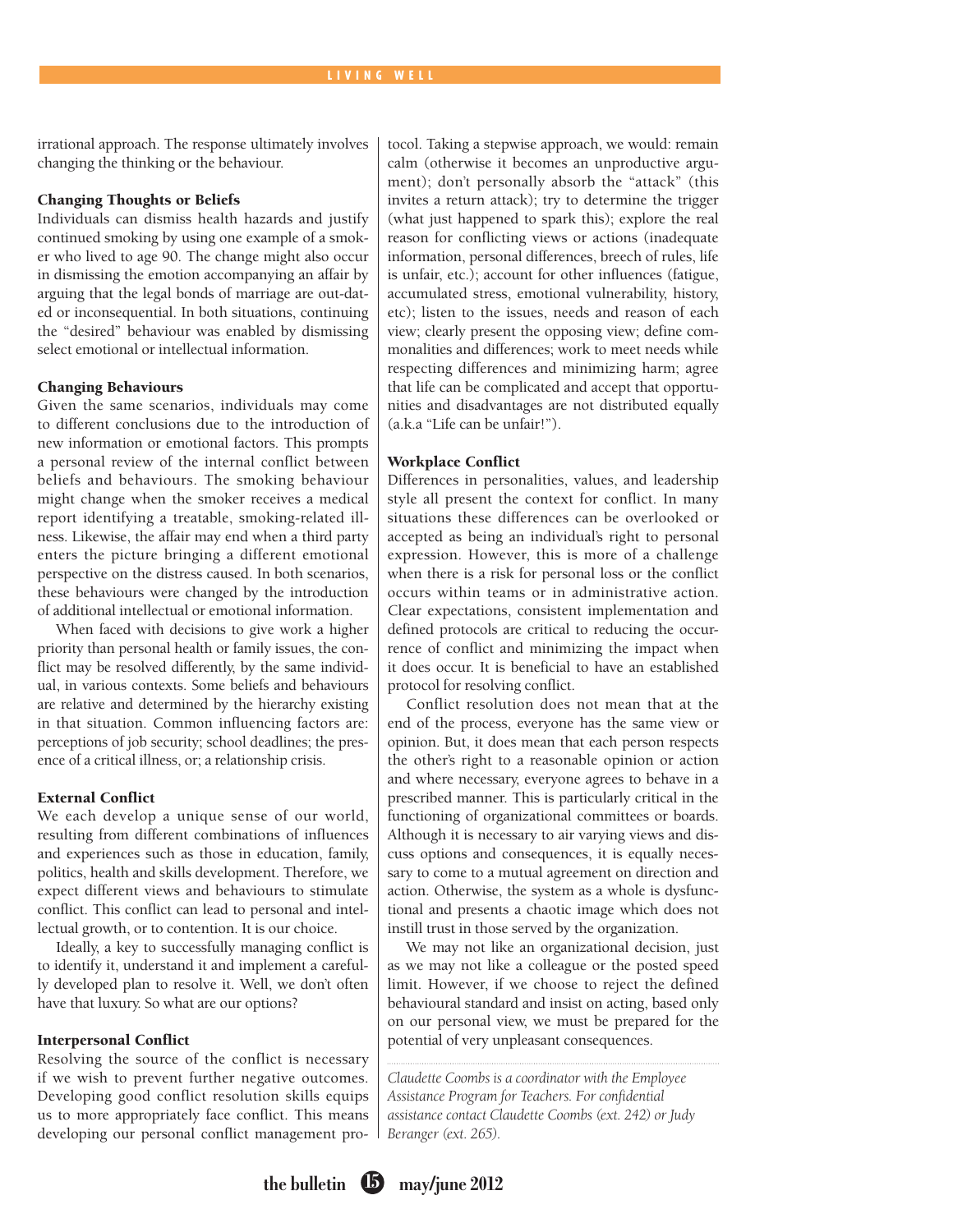irrational approach. The response ultimately involves changing the thinking or the behaviour.

### Changing Thoughts or Beliefs

Individuals can dismiss health hazards and justify continued smoking by using one example of a smoker who lived to age 90. The change might also occur in dismissing the emotion accompanying an affair by arguing that the legal bonds of marriage are out-dated or inconsequential. In both situations, continuing the "desired" behaviour was enabled by dismissing select emotional or intellectual information.

### Changing Behaviours

Given the same scenarios, individuals may come to different conclusions due to the introduction of new information or emotional factors. This prompts a personal review of the internal conflict between beliefs and behaviours. The smoking behaviour might change when the smoker receives a medical report identifying a treatable, smoking-related illness. Likewise, the affair may end when a third party enters the picture bringing a different emotional perspective on the distress caused. In both scenarios, these behaviours were changed by the introduction of additional intellectual or emotional information.

When faced with decisions to give work a higher priority than personal health or family issues, the conflict may be resolved differently, by the same individual, in various contexts. Some beliefs and behaviours are relative and determined by the hierarchy existing in that situation. Common influencing factors are: perceptions of job security; school deadlines; the presence of a critical illness, or; a relationship crisis.

### External Conflict

We each develop a unique sense of our world, resulting from different combinations of influences and experiences such as those in education, family, politics, health and skills development. Therefore, we expect different views and behaviours to stimulate conflict. This conflict can lead to personal and intellectual growth, or to contention. It is our choice.

Ideally, a key to successfully managing conflict is to identify it, understand it and implement a carefully developed plan to resolve it. Well, we don't often have that luxury. So what are our options?

### Interpersonal Conflict

Resolving the source of the conflict is necessary if we wish to prevent further negative outcomes. Developing good conflict resolution skills equips us to more appropriately face conflict. This means developing our personal conflict management protocol. Taking a stepwise approach, we would: remain calm (otherwise it becomes an unproductive argument); don't personally absorb the "attack" (this invites a return attack); try to determine the trigger (what just happened to spark this); explore the real reason for conflicting views or actions (inadequate information, personal differences, breech of rules, life is unfair, etc.); account for other influences (fatigue, accumulated stress, emotional vulnerability, history, etc); listen to the issues, needs and reason of each view; clearly present the opposing view; define commonalities and differences; work to meet needs while respecting differences and minimizing harm; agree that life can be complicated and accept that opportunities and disadvantages are not distributed equally (a.k.a "Life can be unfair!").

### Workplace Conflict

Differences in personalities, values, and leadership style all present the context for conflict. In many situations these differences can be overlooked or accepted as being an individual's right to personal expression. However, this is more of a challenge when there is a risk for personal loss or the conflict occurs within teams or in administrative action. Clear expectations, consistent implementation and defined protocols are critical to reducing the occurrence of conflict and minimizing the impact when it does occur. It is beneficial to have an established protocol for resolving conflict.

Conflict resolution does not mean that at the end of the process, everyone has the same view or opinion. But, it does mean that each person respects the other's right to a reasonable opinion or action and where necessary, everyone agrees to behave in a prescribed manner. This is particularly critical in the functioning of organizational committees or boards. Although it is necessary to air varying views and discuss options and consequences, it is equally necessary to come to a mutual agreement on direction and action. Otherwise, the system as a whole is dysfunctional and presents a chaotic image which does not instill trust in those served by the organization.

We may not like an organizational decision, just as we may not like a colleague or the posted speed limit. However, if we choose to reject the defined behavioural standard and insist on acting, based only on our personal view, we must be prepared for the potential of very unpleasant consequences.

*Claudette Coombs is a coordinator with the Employee Assistance Program for Teachers. For confidential assistance contact Claudette Coombs (ext. 242) or Judy Beranger (ext. 265).*